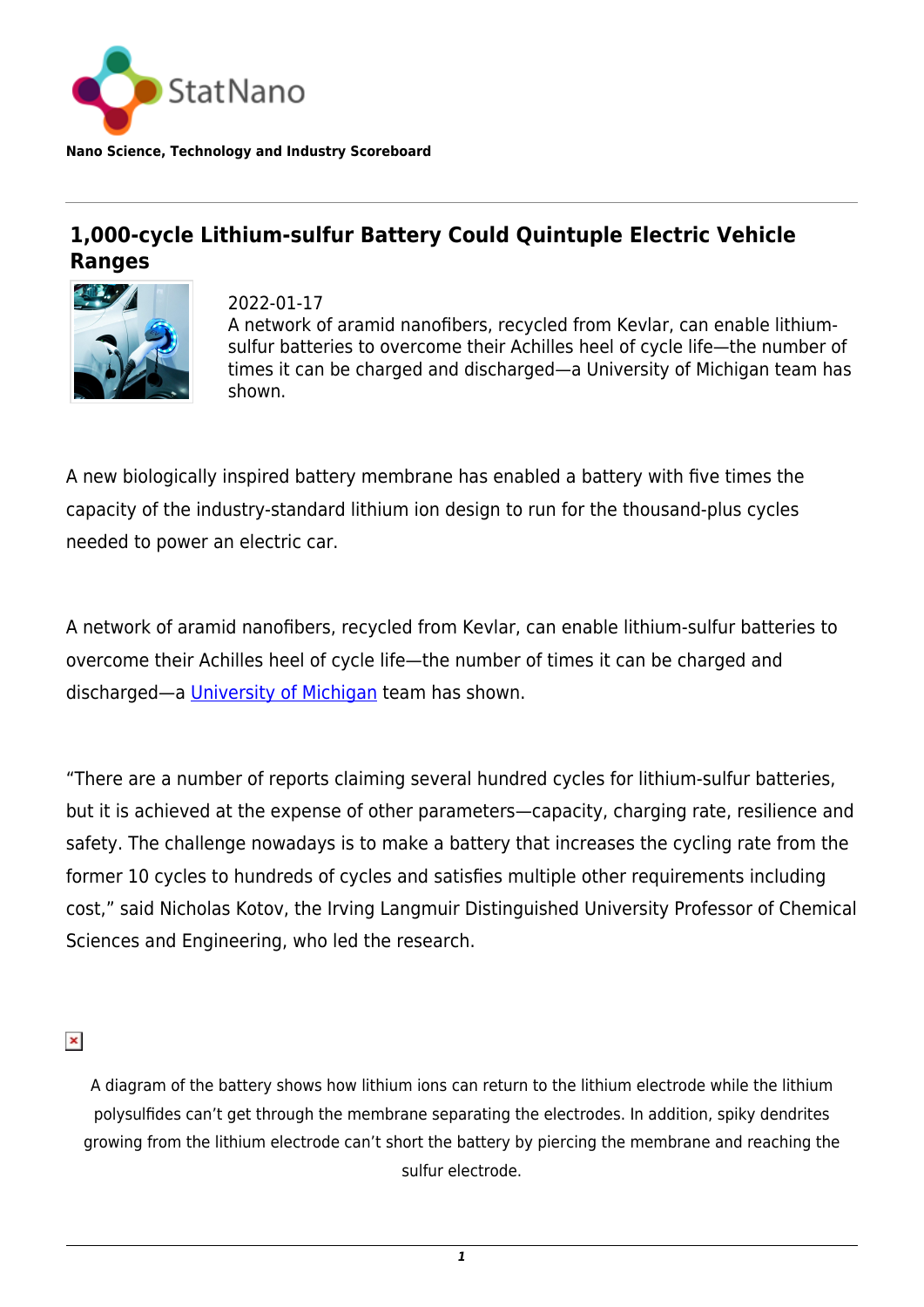StatNano

**Nano Science, Technology and Industry Scoreboard**

# 1,000-cycle Lithium-sulfur Battery Could Quintuple Electric Vehicle Ranges

2022-01-17

A network of aramid nanofibers, recycled from Kevlar, can enable lithium-sulfur batteries to overcome their Achilles heel of cycle life—the number of times it can be charged and discharged—a University of Michigan team has shown.

A new biologically inspired battery membrane has enabled a battery with five times the capacity of the industry-standard lithium ion design to run for the thousand-plus cycles needed to power an electric car.

A network of aramid nanofibers, recycled from Kevlar, can enable lithium-sulfur batteries to overcome their Achilles heel of cycle life—the number of times it can be charged and discharged—a [University of Michigan](University of Michigan) team has shown.

“There are a number of reports claiming several hundred cycles for lithium-sulfur batteries, but it is achieved at the expense of other parameters—capacity, charging rate, resilience and safety. The challenge nowadays is to make a battery that increases the cycling rate from the former 10 cycles to hundreds of cycles and satisfies multiple other requirements including cost,” said Nicholas Kotov, the Irving Langmuir Distinguished University Professor of Chemical Sciences and Engineering, who led the research.

A diagram of the battery shows how lithium ions can return to the lithium electrode while the lithium polysulfides can’t get through the membrane separating the electrodes. In addition, spiky dendrites growing from the lithium electrode can’t short the battery by piercing the membrane and reaching the sulfur electrode.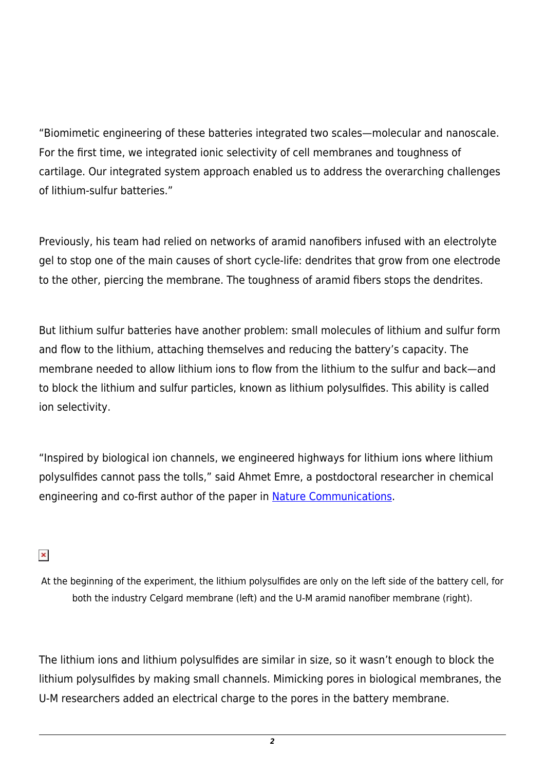"Biomimetic engineering of these batteries integrated two scales—molecular and nanoscale. For the first time, we integrated ionic selectivity of cell membranes and toughness of cartilage. Our integrated system approach enabled us to address the overarching challenges of lithium-sulfur batteries."

Previously, his team had relied on networks of aramid nanofibers infused with an electrolyte gel to stop one of the main causes of short cycle-life: dendrites that grow from one electrode to the other, piercing the membrane. The toughness of aramid fibers stops the dendrites.

But lithium sulfur batteries have another problem: small molecules of lithium and sulfur form and flow to the lithium, attaching themselves and reducing the battery's capacity. The membrane needed to allow lithium ions to flow from the lithium to the sulfur and back—and to block the lithium and sulfur particles, known as lithium polysulfides. This ability is called ion selectivity.

"Inspired by biological ion channels, we engineered highways for lithium ions where lithium polysulfides cannot pass the tolls," said Ahmet Emre, a postdoctoral researcher in chemical engineering and co-first author of the paper in Nature Communications.

At the beginning of the experiment, the lithium polysulfides are only on the left side of the battery cell, for both the industry Celgard membrane (left) and the U-M aramid nanofiber membrane (right).

The lithium ions and lithium polysulfides are similar in size, so it wasn't enough to block the lithium polysulfides by making small channels. Mimicking pores in biological membranes, the U-M researchers added an electrical charge to the pores in the battery membrane.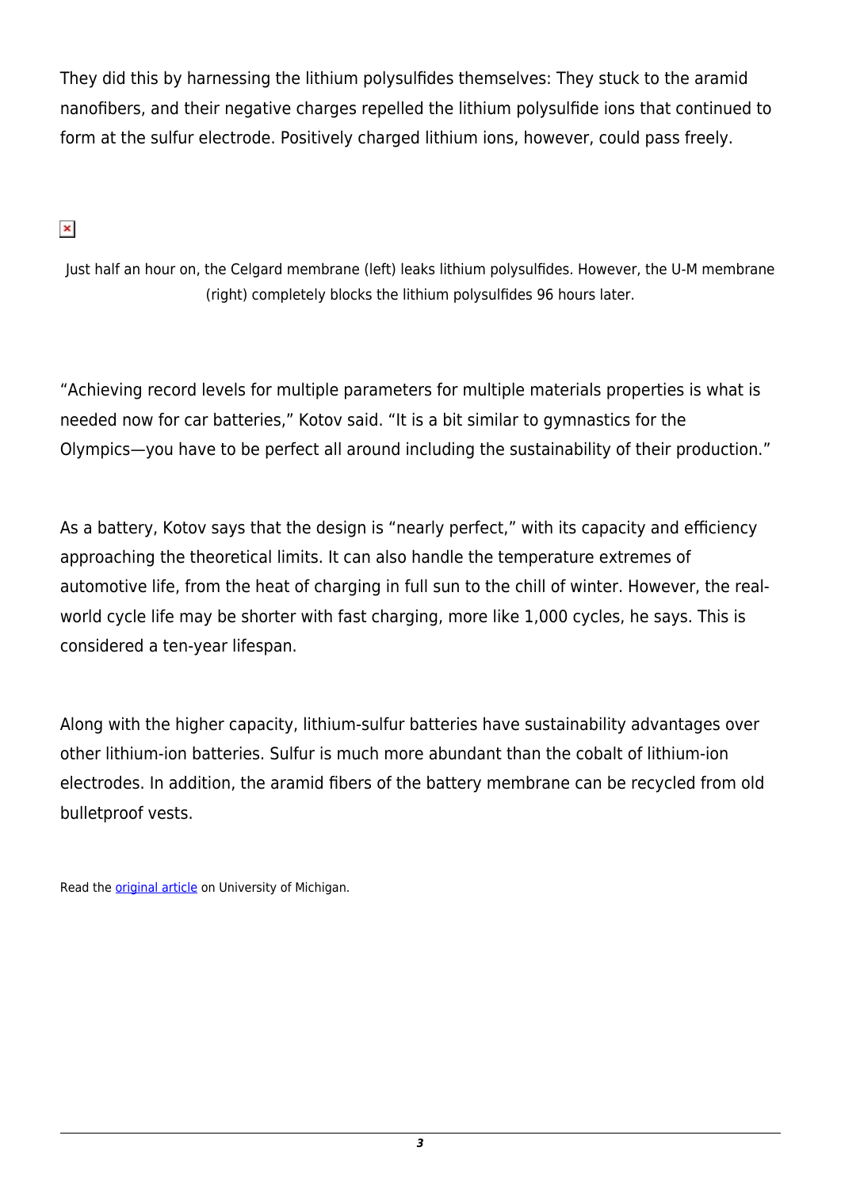They did this by harnessing the lithium polysulfides themselves: They stuck to the aramid nanofibers, and their negative charges repelled the lithium polysulfide ions that continued to form at the sulfur electrode. Positively charged lithium ions, however, could pass freely.

Just half an hour on, the Celgard membrane (left) leaks lithium polysulfides. However, the U-M membrane (right) completely blocks the lithium polysulfides 96 hours later.

"Achieving record levels for multiple parameters for multiple materials properties is what is needed now for car batteries," Kotov said. "It is a bit similar to gymnastics for the Olympics—you have to be perfect all around including the sustainability of their production."

As a battery, Kotov says that the design is "nearly perfect," with its capacity and efficiency approaching the theoretical limits. It can also handle the temperature extremes of automotive life, from the heat of charging in full sun to the chill of winter. However, the real-world cycle life may be shorter with fast charging, more like 1,000 cycles, he says. This is considered a ten-year lifespan.

Along with the higher capacity, lithium-sulfur batteries have sustainability advantages over other lithium-ion batteries. Sulfur is much more abundant than the cobalt of lithium-ion electrodes. In addition, the aramid fibers of the battery membrane can be recycled from old bulletproof vests.

Read the [original article](original article) on University of Michigan.